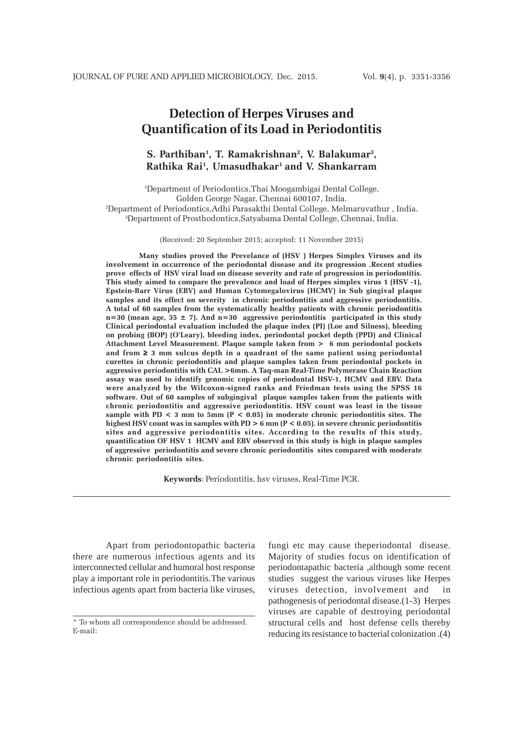# Detection of Herpes Viruses and Quantification of its Load in Periodontitis

**S. Parthiban[1], T. Ramakrishnan[2], V. Balakumar[3], Rathika Rai[1], Umasudhakar[1] and V. Shankarram**

[1]Department of Periodontics,Thai Moogambigai Dental College, Golden George Nagar, Chennai 600107, India.
[2]Department of Periodontics,Adhi Parasakthi Dental College, Melmaruvathur , India.
[3]Department of Prosthodontics,Satyabama Dental College, Chennai, India.

(Received: 20 September 2015; accepted: 11 November 2015)

**Many studies proved the Prevelance of (HSV ) Herpes Simplex Viruses and its involvement in occurrence of the periodontal disease and its progression .Recent studies prove effects of HSV viral load on disease severity and rate of progression in periodontitis. This study aimed to compare the prevalence and load of Herpes simplex virus 1 (HSV -1), Epstein-Barr Virus (EBV) and Human Cytomegalovirus (HCMV) in Sub gingival plaque samples and its effect on severity in chronic periodontitis and aggressive periodontitis. A total of 60 samples from the systematically healthy patients with chronic periodontitis n=30 (mean age, 35 ± 7). And n=30 aggressive periodontitis participated in this study Clinical periodontal evaluation included the plaque index (PI) (Loe and Silness), bleeding on probing (BOP) (O'Leary), bleeding index, periodontal pocket depth (PPD) and Clinical Attachment Level Measurement. Plaque sample taken from > 6 mm periodontal pockets and from ≥ 3 mm sulcus depth in a quadrant of the same patient using periodontal curettes in chronic periodontitis and plaque samples taken from periodontal pockets in aggressive periodontitis with CAL >6mm. A Taq-man Real-Time Polymerase Chain Reaction assay was used to identify genomic copies of periodontal HSV-1, HCMV and EBV. Data were analyzed by the Wilcoxon-signed ranks and Friedman tests using the SPSS 16 software. Out of 60 samples of subgingival plaque samples taken from the patients with chronic periodontitis and aggressive periodontitis. HSV count was least in the tissue sample with PD < 3 mm to 5mm (P < 0.05) in moderate chronic periodontitis sites. The highest HSV count was in samples with PD > 6 mm (P < 0.05). in severe chronic periodontitis sites and aggressive periodontitis sites. According to the results of this study, quantification OF HSV 1 HCMV and EBV observed in this study is high in plaque samples of aggressive periodontitis and severe chronic periodontitis sites compared with moderate chronic periodontitis sites.**

**Keywords**: Periodontitis, hsv viruses, Real-Time PCR.

---

Apart from periodontopathic bacteria there are numerous infectious agents and its interconnected cellular and humoral host response play a important role in periodontitis.The various infectious agents apart from bacteria like viruses, fungi etc may cause theperiodontal disease. Majority of studies focus on identification of periodontapathic bacteria ,although some recent studies suggest the various viruses like Herpes viruses detection, involvement and in pathogenesis of periodontal disease.(1-3) Herpes viruses are capable of destroying periodontal structural cells and host defense cells thereby reducing its resistance to bacterial colonization .(4)

* To whom all correspondence should be addressed.
E-mail: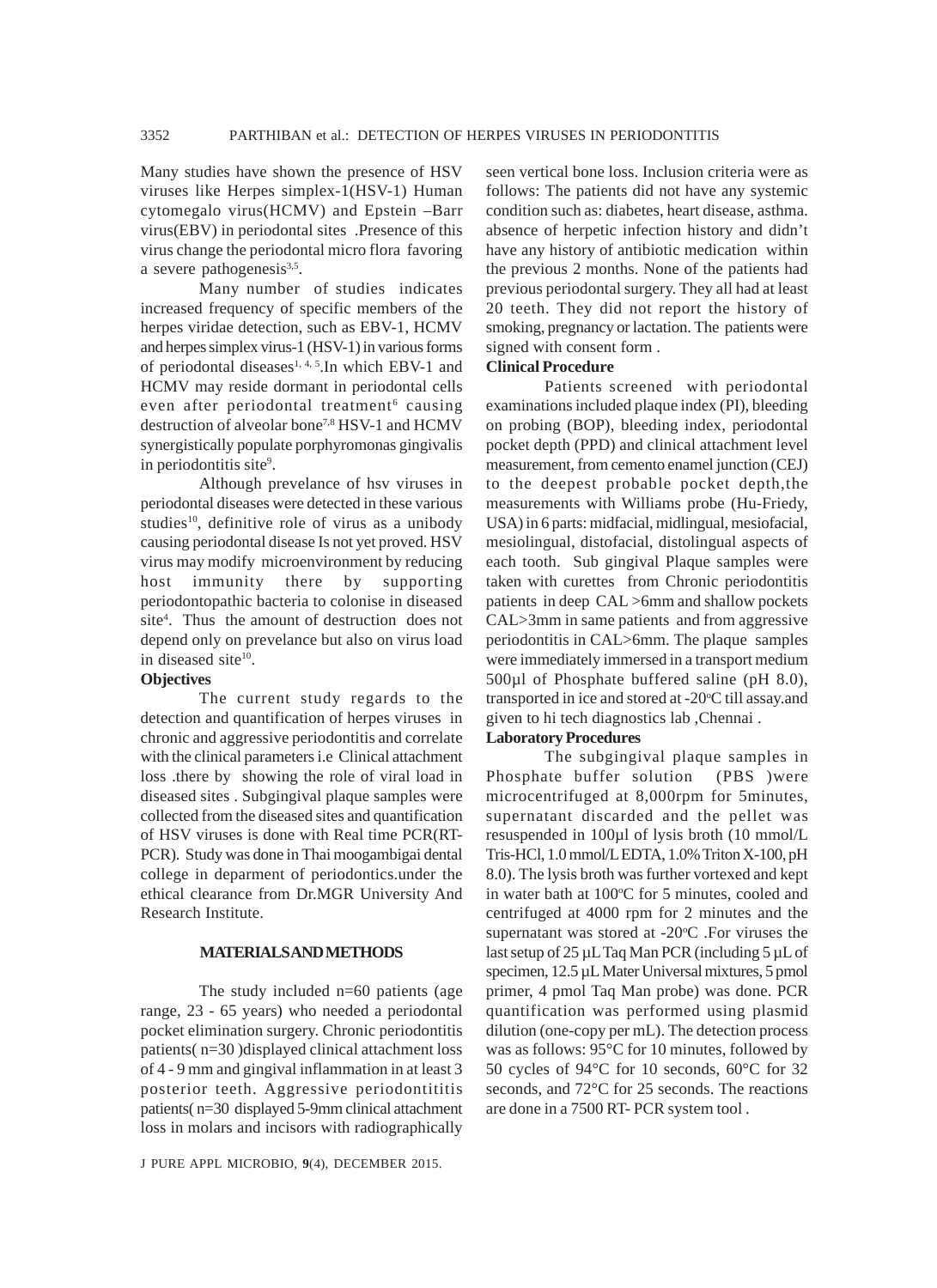Many studies have shown the presence of HSV viruses like Herpes simplex-1(HSV-1) Human cytomegalo virus(HCMV) and Epstein –Barr virus(EBV) in periodontal sites .Presence of this virus change the periodontal micro flora favoring a severe pathogenesis[3,5].

Many number of studies indicates increased frequency of specific members of the herpes viridae detection, such as EBV-1, HCMV and herpes simplex virus-1 (HSV-1) in various forms of periodontal diseases[1, 4, 5].In which EBV-1 and HCMV may reside dormant in periodontal cells even after periodontal treatment[6] causing destruction of alveolar bone[7,8] HSV-1 and HCMV synergistically populate porphyromonas gingivalis in periodontitis site[9].

Although prevelance of hsv viruses in periodontal diseases were detected in these various studies[10], definitive role of virus as a unibody causing periodontal disease Is not yet proved. HSV virus may modify microenvironment by reducing host immunity there by supporting periodontopathic bacteria to colonise in diseased site[4]. Thus the amount of destruction does not depend only on prevelance but also on virus load in diseased site[10].

**Objectives**

The current study regards to the detection and quantification of herpes viruses in chronic and aggressive periodontitis and correlate with the clinical parameters i.e Clinical attachment loss .there by showing the role of viral load in diseased sites . Subgingival plaque samples were collected from the diseased sites and quantification of HSV viruses is done with Real time PCR(RT-PCR). Study was done in Thai moogambigai dental college in deparment of periodontics.under the ethical clearance from Dr.MGR University And Research Institute.

## MATERIALS AND METHODS

The study included n=60 patients (age range, 23 - 65 years) who needed a periodontal pocket elimination surgery. Chronic periodontitis patients( n=30 )displayed clinical attachment loss of 4 - 9 mm and gingival inflammation in at least 3 posterior teeth. Aggressive periodontititis patients( n=30 displayed 5-9mm clinical attachment loss in molars and incisors with radiographically seen vertical bone loss. Inclusion criteria were as follows: The patients did not have any systemic condition such as: diabetes, heart disease, asthma. absence of herpetic infection history and didn't have any history of antibiotic medication within the previous 2 months. None of the patients had previous periodontal surgery. They all had at least 20 teeth. They did not report the history of smoking, pregnancy or lactation. The patients were signed with consent form .

**Clinical Procedure**

Patients screened with periodontal examinations included plaque index (PI), bleeding on probing (BOP), bleeding index, periodontal pocket depth (PPD) and clinical attachment level measurement, from cemento enamel junction (CEJ) to the deepest probable pocket depth,the measurements with Williams probe (Hu-Friedy, USA) in 6 parts: midfacial, midlingual, mesiofacial, mesiolingual, distofacial, distolingual aspects of each tooth. Sub gingival Plaque samples were taken with curettes from Chronic periodontitis patients in deep CAL >6mm and shallow pockets CAL>3mm in same patients and from aggressive periodontitis in CAL>6mm. The plaque samples were immediately immersed in a transport medium 500µl of Phosphate buffered saline (pH 8.0), transported in ice and stored at -20°C till assay.and given to hi tech diagnostics lab ,Chennai .

**Laboratory Procedures**

The subgingival plaque samples in Phosphate buffer solution (PBS )were microcentrifuged at 8,000rpm for 5minutes, supernatant discarded and the pellet was resuspended in 100µl of lysis broth (10 mmol/L Tris-HCl, 1.0 mmol/L EDTA, 1.0% Triton X-100, pH 8.0). The lysis broth was further vortexed and kept in water bath at 100°C for 5 minutes, cooled and centrifuged at 4000 rpm for 2 minutes and the supernatant was stored at -20°C .For viruses the last setup of 25 µL Taq Man PCR (including 5 µL of specimen, 12.5 µL Mater Universal mixtures, 5 pmol primer, 4 pmol Taq Man probe) was done. PCR quantification was performed using plasmid dilution (one-copy per mL). The detection process was as follows: 95°C for 10 minutes, followed by 50 cycles of 94°C for 10 seconds, 60°C for 32 seconds, and 72°C for 25 seconds. The reactions are done in a 7500 RT- PCR system tool .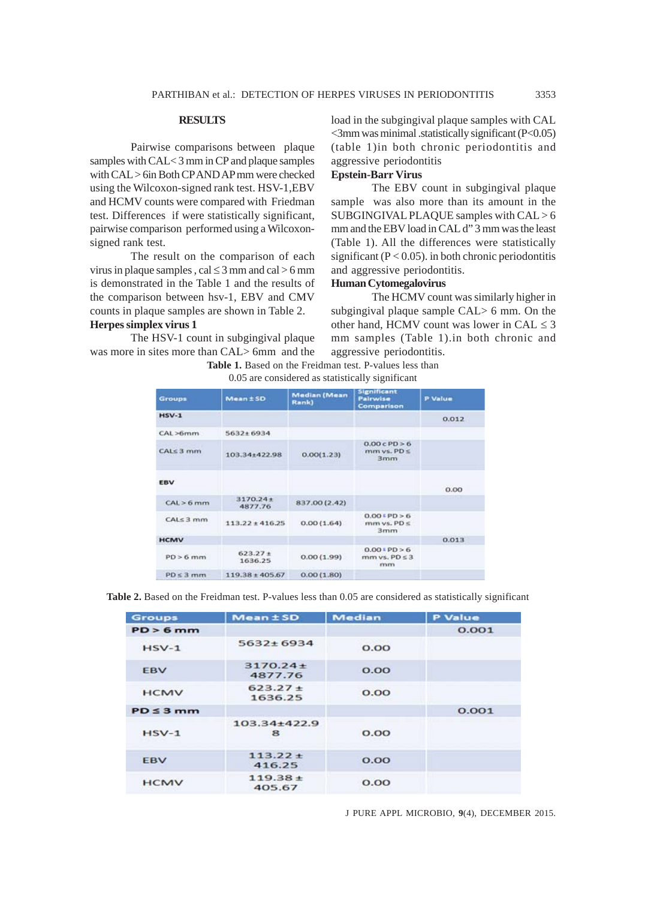## RESULTS

Pairwise comparisons between plaque samples with CAL< 3 mm in CP and plaque samples with CAL > 6in Both CP AND AP mm were checked using the Wilcoxon-signed rank test. HSV-1,EBV and HCMV counts were compared with Friedman test. Differences if were statistically significant, pairwise comparison performed using a Wilcoxon-signed rank test.

The result on the comparison of each virus in plaque samples , cal ≤ 3 mm and cal > 6 mm is demonstrated in the Table 1 and the results of the comparison between hsv-1, EBV and CMV counts in plaque samples are shown in Table 2.

**Herpes simplex virus 1**

The HSV-1 count in subgingival plaque was more in sites more than CAL> 6mm and the load in the subgingival plaque samples with CAL <3mm was minimal .statistically significant (P<0.05) (table 1)in both chronic periodontitis and aggressive periodontitis

**Epstein-Barr Virus**

The EBV count in subgingival plaque sample was also more than its amount in the SUBGINGIVAL PLAQUE samples with CAL > 6 mm and the EBV load in CAL d" 3 mm was the least (Table 1). All the differences were statistically significant (P < 0.05). in both chronic periodontitis and aggressive periodontitis.

**Human Cytomegalovirus**

The HCMV count was similarly higher in subgingival plaque sample CAL> 6 mm. On the other hand, HCMV count was lower in CAL ≤ 3 mm samples (Table 1).in both chronic and aggressive periodontitis.

**Table 1.** Based on the Freidman test. P-values less than 0.05 are considered as statistically significant

| Groups | Mean ± SD | Median (Mean Rank) | Significant Pairwise Comparison | P Value |
|---|---|---|---|---|
| HSV-1 | | | | 0.012 |
| CAL >6mm | 5632± 6934 | | | |
| CAL≤ 3 mm | 103.34±422.98 | 0.00(1.23) | 0.00 c PD > 6 mm vs. PD ≤ 3mm | |
| EBV | | | | 0.00 |
| CAL > 6 mm | 3170.24 ± 4877.76 | 837.00 (2.42) | | |
| CAL≤ 3 mm | 113.22 ± 416.25 | 0.00 (1.64) | 0.00 c PD > 6 mm vs. PD ≤ 3mm | |
| HCMV | | | | 0.013 |
| PD > 6 mm | 623.27 ± 1636.25 | 0.00 (1.99) | 0.00 c PD > 6 mm vs. PD ≤ 3 mm | |
| PD ≤ 3 mm | 119.38 ± 405.67 | 0.00 (1.80) | | |

**Table 2.** Based on the Freidman test. P-values less than 0.05 are considered as statistically significant

| Groups | Mean ± SD | Median | P Value |
|---|---|---|---|
| PD > 6 mm | | | 0.001 |
| HSV-1 | 5632± 6934 | 0.00 | |
| EBV | 3170.24 ± 4877.76 | 0.00 | |
| HCMV | 623.27 ± 1636.25 | 0.00 | |
| PD ≤ 3 mm | | | 0.001 |
| HSV-1 | 103.34±422.98 | 0.00 | |
| EBV | 113.22 ± 416.25 | 0.00 | |
| HCMV | 119.38 ± 405.67 | 0.00 | |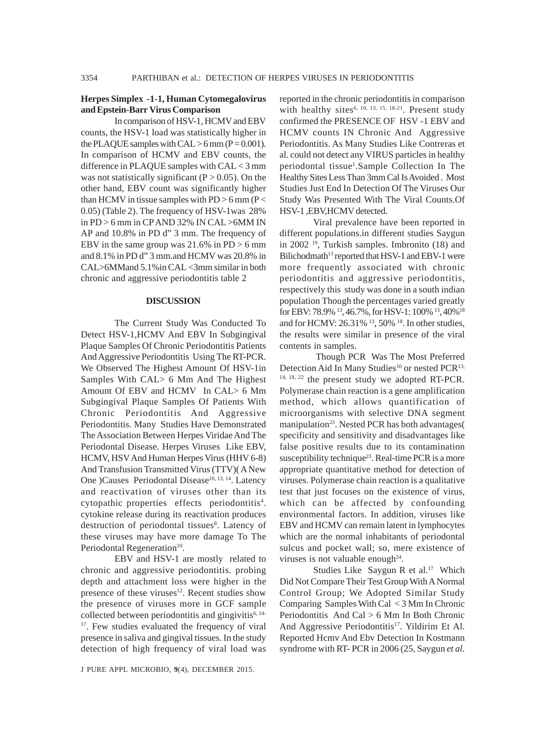### Herpes Simplex -1-1, Human Cytomegalovirus and Epstein-Barr Virus Comparison

In comparison of HSV-1, HCMV and EBV counts, the HSV-1 load was statistically higher in the PLAQUE samples with CAL > 6 mm (P = 0.001). In comparison of HCMV and EBV counts, the difference in PLAQUE samples with CAL < 3 mm was not statistically significant (P > 0.05). On the other hand, EBV count was significantly higher than HCMV in tissue samples with PD > 6 mm (P < 0.05) (Table 2). The frequency of HSV-1was 28% in PD > 6 mm in CP AND 32% IN CAL >6MM IN AP and 10.8% in PD d" 3 mm. The frequency of EBV in the same group was 21.6% in PD > 6 mm and 8.1% in PD d" 3 mm.and HCMV was 20.8% in CAL>6MMand 5.1%in CAL <3mm similar in both chronic and aggressive periodontitis table 2

## DISCUSSION

The Current Study Was Conducted To Detect HSV-1,HCMV And EBV In Subgingival Plaque Samples Of Chronic Periodontitis Patients And Aggressive Periodontitis Using The RT-PCR. We Observed The Highest Amount Of HSV-1in Samples With CAL> 6 Mm And The Highest Amount Of EBV and HCMV In CAL> 6 Mm Subgingival Plaque Samples Of Patients With Chronic Periodontitis And Aggressive Periodontitis. Many Studies Have Demonstrated The Association Between Herpes Viridae And The Periodontal Disease. Herpes Viruses Like EBV, HCMV, HSV And Human Herpes Virus (HHV 6-8) And Transfusion Transmitted Virus (TTV)( A New One )Causes Periodontal Disease[10, 13, 14]. Latency and reactivation of viruses other than its cytopathic properties effects periodontitis[4]. cytokine release during its reactivation produces destruction of periodontal tissues[8]. Latency of these viruses may have more damage To The Periodontal Regeneration[10].

EBV and HSV-1 are mostly related to chronic and aggressive periodontitis. probing depth and attachment loss were higher in the presence of these viruses[12]. Recent studies show the presence of viruses more in GCF sample collected between periodontitis and gingivitis[6, 14-17]. Few studies evaluated the frequency of viral presence in saliva and gingival tissues. In the study detection of high frequency of viral load was reported in the chronic periodontitis in comparison with healthy sites[6, 10, 13, 15, 18-21]. Present study confirmed the PRESENCE OF HSV -1 EBV and HCMV counts IN Chronic And Aggressive Periodontitis. As Many Studies Like Contreras et al. could not detect any VIRUS particles in healthy periodontal tissue[1].Sample Collection In The Healthy Sites Less Than 3mm Cal Is Avoided . Most Studies Just End In Detection Of The Viruses Our Study Was Presented With The Viral Counts.Of HSV-1 ,EBV,HCMV detected.

Viral prevalence have been reported in different populations.in different studies Saygun in 2002 [19], Turkish samples. Imbronito (18) and Bilichodmath[13] reported that HSV-1 and EBV-1 were more frequently associated with chronic periodontitis and aggressive periodontitis, respectively this study was done in a south indian population Though the percentages varied greatly for EBV: 78.9% [13], 46.7%, for HSV-1: 100% [13], 40%[18] and for HCMV: 26.31% [13], 50% [18]. In other studies, the results were similar in presence of the viral contents in samples.

Though PCR Was The Most Preferred Detection Aid In Many Studies[10] or nested PCR[13, 14, 18, 22] the present study we adopted RT-PCR. Polymerase chain reaction is a gene amplification method, which allows quantification of microorganisms with selective DNA segment manipulation[23]. Nested PCR has both advantages( specificity and sensitivity and disadvantages like false positive results due to its contamination susceptibility technique[23]. Real-time PCR is a more appropriate quantitative method for detection of viruses. Polymerase chain reaction is a qualitative test that just focuses on the existence of virus, which can be affected by confounding environmental factors. In addition, viruses like EBV and HCMV can remain latent in lymphocytes which are the normal inhabitants of periodontal sulcus and pocket wall; so, mere existence of viruses is not valuable enough[24].

Studies Like Saygun R et al.[17] Which Did Not Compare Their Test Group With A Normal Control Group; We Adopted Similar Study Comparing Samples With Cal < 3 Mm In Chronic Periodontitis And Cal > 6 Mm In Both Chronic And Aggressive Periodontitis[17]. Yildirim Et Al. Reported Hcmv And Ebv Detection In Kostmann syndrome with RT- PCR in 2006 (25, Saygun *et al*.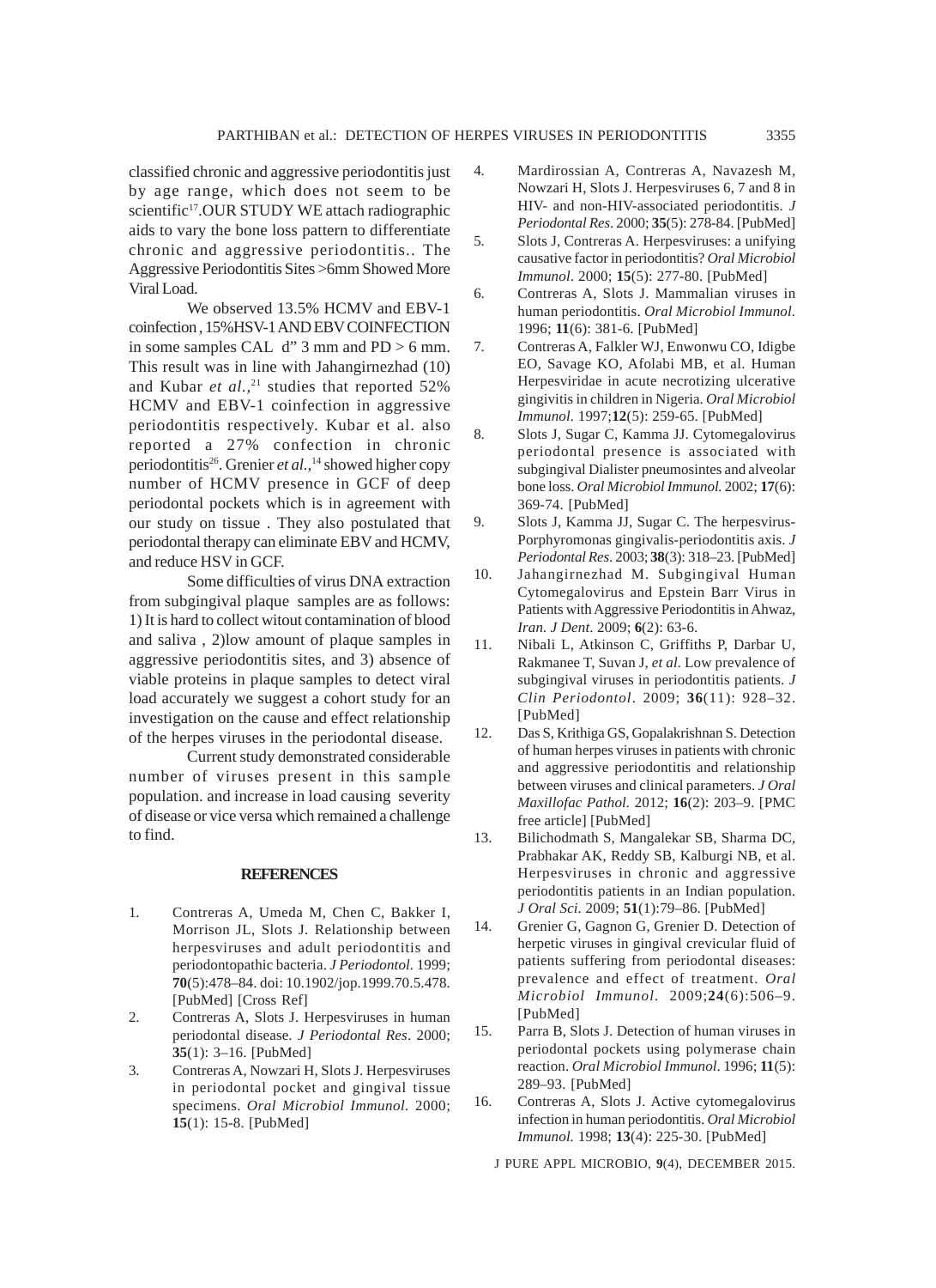classified chronic and aggressive periodontitis just by age range, which does not seem to be scientific[17].OUR STUDY WE attach radiographic aids to vary the bone loss pattern to differentiate chronic and aggressive periodontitis.. The Aggressive Periodontitis Sites >6mm Showed More Viral Load.

We observed 13.5% HCMV and EBV-1 coinfection , 15%HSV-1 AND EBV COINFECTION in some samples CAL d" 3 mm and PD > 6 mm. This result was in line with Jahangirnezhad (10) and Kubar *et al.*,[21] studies that reported 52% HCMV and EBV-1 coinfection in aggressive periodontitis respectively. Kubar et al. also reported a 27% confection in chronic periodontitis[26]. Grenier *et al.*,[14] showed higher copy number of HCMV presence in GCF of deep periodontal pockets which is in agreement with our study on tissue . They also postulated that periodontal therapy can eliminate EBV and HCMV, and reduce HSV in GCF.

Some difficulties of virus DNA extraction from subgingival plaque samples are as follows: 1) It is hard to collect witout contamination of blood and saliva , 2)low amount of plaque samples in aggressive periodontitis sites, and 3) absence of viable proteins in plaque samples to detect viral load accurately we suggest a cohort study for an investigation on the cause and effect relationship of the herpes viruses in the periodontal disease.

Current study demonstrated considerable number of viruses present in this sample population. and increase in load causing severity of disease or vice versa which remained a challenge to find.

## REFERENCES

1. Contreras A, Umeda M, Chen C, Bakker I, Morrison JL, Slots J. Relationship between herpesviruses and adult periodontitis and periodontopathic bacteria. *J Periodontol.* 1999; **70**(5):478–84. doi: 10.1902/jop.1999.70.5.478. [PubMed] [Cross Ref]
2. Contreras A, Slots J. Herpesviruses in human periodontal disease. *J Periodontal Res*. 2000; **35**(1): 3–16. [PubMed]
3. Contreras A, Nowzari H, Slots J. Herpesviruses in periodontal pocket and gingival tissue specimens. *Oral Microbiol Immunol.* 2000; **15**(1): 15-8. [PubMed]
4. Mardirossian A, Contreras A, Navazesh M, Nowzari H, Slots J. Herpesviruses 6, 7 and 8 in HIV- and non-HIV-associated periodontitis. *J Periodontal Res*. 2000; **35**(5): 278-84. [PubMed]
5. Slots J, Contreras A. Herpesviruses: a unifying causative factor in periodontitis? *Oral Microbiol Immunol*. 2000; **15**(5): 277-80. [PubMed]
6. Contreras A, Slots J. Mammalian viruses in human periodontitis. *Oral Microbiol Immunol.* 1996; **11**(6): 381-6. [PubMed]
7. Contreras A, Falkler WJ, Enwonwu CO, Idigbe EO, Savage KO, Afolabi MB, et al. Human Herpesviridae in acute necrotizing ulcerative gingivitis in children in Nigeria. *Oral Microbiol Immunol.* 1997;**12**(5): 259-65. [PubMed]
8. Slots J, Sugar C, Kamma JJ. Cytomegalovirus periodontal presence is associated with subgingival Dialister pneumosintes and alveolar bone loss. *Oral Microbiol Immunol.* 2002; **17**(6): 369-74. [PubMed]
9. Slots J, Kamma JJ, Sugar C. The herpesvirus-Porphyromonas gingivalis-periodontitis axis. *J Periodontal Res*. 2003; **38**(3): 318–23. [PubMed]
10. Jahangirnezhad M. Subgingival Human Cytomegalovirus and Epstein Barr Virus in Patients with Aggressive Periodontitis in Ahwaz, *Iran. J Dent*. 2009; **6**(2): 63-6.
11. Nibali L, Atkinson C, Griffiths P, Darbar U, Rakmanee T, Suvan J, *et al.* Low prevalence of subgingival viruses in periodontitis patients. *J Clin Periodontol*. 2009; **36**(11): 928–32. [PubMed]
12. Das S, Krithiga GS, Gopalakrishnan S. Detection of human herpes viruses in patients with chronic and aggressive periodontitis and relationship between viruses and clinical parameters. *J Oral Maxillofac Pathol.* 2012; **16**(2): 203–9. [PMC free article] [PubMed]
13. Bilichodmath S, Mangalekar SB, Sharma DC, Prabhakar AK, Reddy SB, Kalburgi NB, et al. Herpesviruses in chronic and aggressive periodontitis patients in an Indian population. *J Oral Sci.* 2009; **51**(1):79–86. [PubMed]
14. Grenier G, Gagnon G, Grenier D. Detection of herpetic viruses in gingival crevicular fluid of patients suffering from periodontal diseases: prevalence and effect of treatment. *Oral Microbiol Immunol.* 2009;**24**(6):506–9. [PubMed]
15. Parra B, Slots J. Detection of human viruses in periodontal pockets using polymerase chain reaction. *Oral Microbiol Immunol*. 1996; **11**(5): 289–93. [PubMed]
16. Contreras A, Slots J. Active cytomegalovirus infection in human periodontitis. *Oral Microbiol Immunol.* 1998; **13**(4): 225-30. [PubMed]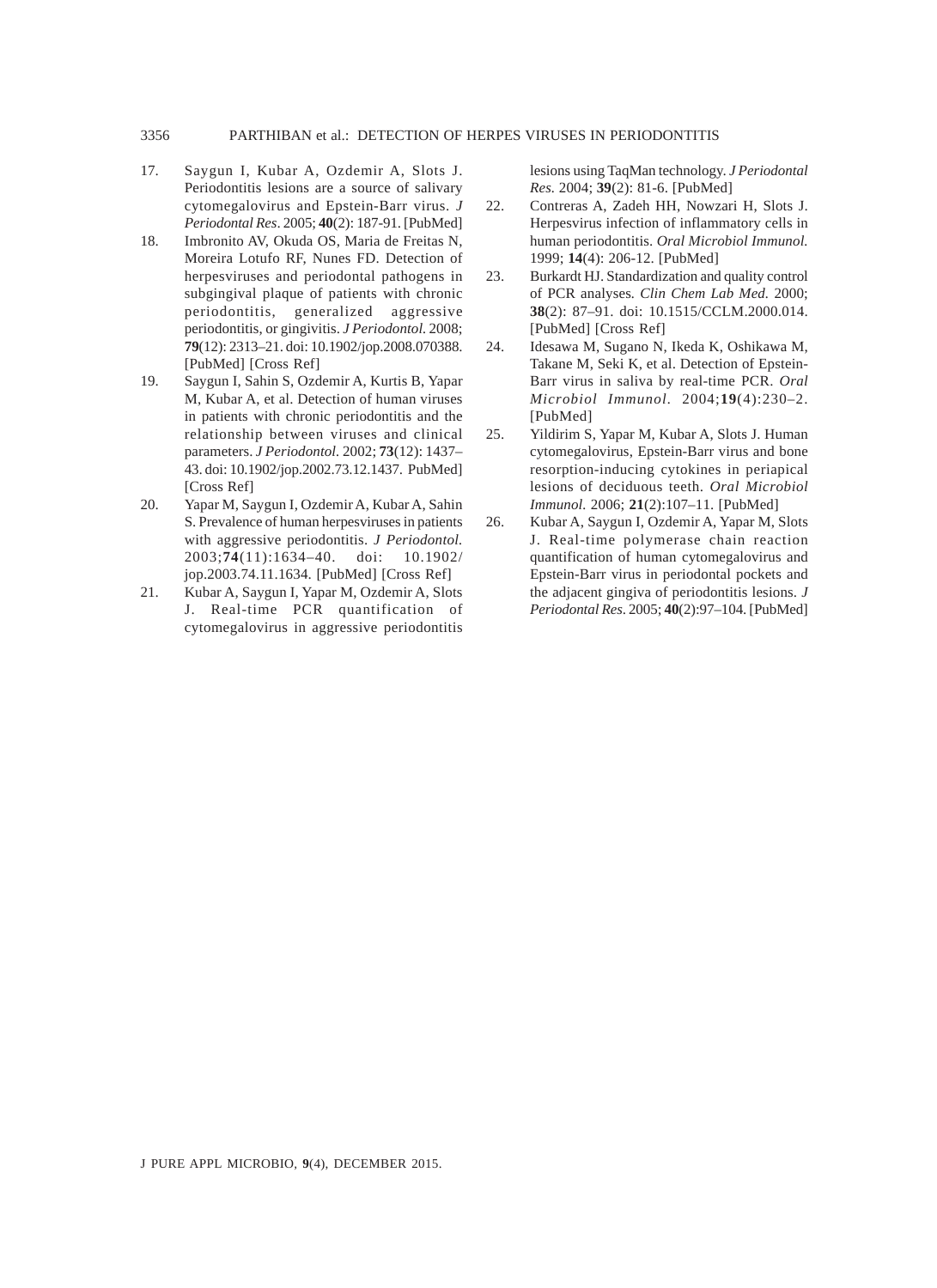17. Saygun I, Kubar A, Ozdemir A, Slots J. Periodontitis lesions are a source of salivary cytomegalovirus and Epstein-Barr virus. *J Periodontal Res*. 2005; **40**(2): 187-91. [PubMed]
18. Imbronito AV, Okuda OS, Maria de Freitas N, Moreira Lotufo RF, Nunes FD. Detection of herpesviruses and periodontal pathogens in subgingival plaque of patients with chronic periodontitis, generalized aggressive periodontitis, or gingivitis. *J Periodontol.* 2008; **79**(12): 2313–21. doi: 10.1902/jop.2008.070388. [PubMed] [Cross Ref]
19. Saygun I, Sahin S, Ozdemir A, Kurtis B, Yapar M, Kubar A, et al. Detection of human viruses in patients with chronic periodontitis and the relationship between viruses and clinical parameters. *J Periodontol.* 2002; **73**(12): 1437–43. doi: 10.1902/jop.2002.73.12.1437. PubMed] [Cross Ref]
20. Yapar M, Saygun I, Ozdemir A, Kubar A, Sahin S. Prevalence of human herpesviruses in patients with aggressive periodontitis. *J Periodontol.* 2003;**74**(11):1634–40. doi: 10.1902/jop.2003.74.11.1634. [PubMed] [Cross Ref]
21. Kubar A, Saygun I, Yapar M, Ozdemir A, Slots J. Real-time PCR quantification of cytomegalovirus in aggressive periodontitis lesions using TaqMan technology. *J Periodontal Res.* 2004; **39**(2): 81-6. [PubMed]
22. Contreras A, Zadeh HH, Nowzari H, Slots J. Herpesvirus infection of inflammatory cells in human periodontitis. *Oral Microbiol Immunol.* 1999; **14**(4): 206-12. [PubMed]
23. Burkardt HJ. Standardization and quality control of PCR analyses. *Clin Chem Lab Med.* 2000; **38**(2): 87–91. doi: 10.1515/CCLM.2000.014. [PubMed] [Cross Ref]
24. Idesawa M, Sugano N, Ikeda K, Oshikawa M, Takane M, Seki K, et al. Detection of Epstein-Barr virus in saliva by real-time PCR. *Oral Microbiol Immunol.* 2004;**19**(4):230–2. [PubMed]
25. Yildirim S, Yapar M, Kubar A, Slots J. Human cytomegalovirus, Epstein-Barr virus and bone resorption-inducing cytokines in periapical lesions of deciduous teeth. *Oral Microbiol Immunol.* 2006; **21**(2):107–11. [PubMed]
26. Kubar A, Saygun I, Ozdemir A, Yapar M, Slots J. Real-time polymerase chain reaction quantification of human cytomegalovirus and Epstein-Barr virus in periodontal pockets and the adjacent gingiva of periodontitis lesions. *J Periodontal Res.* 2005; **40**(2):97–104. [PubMed]